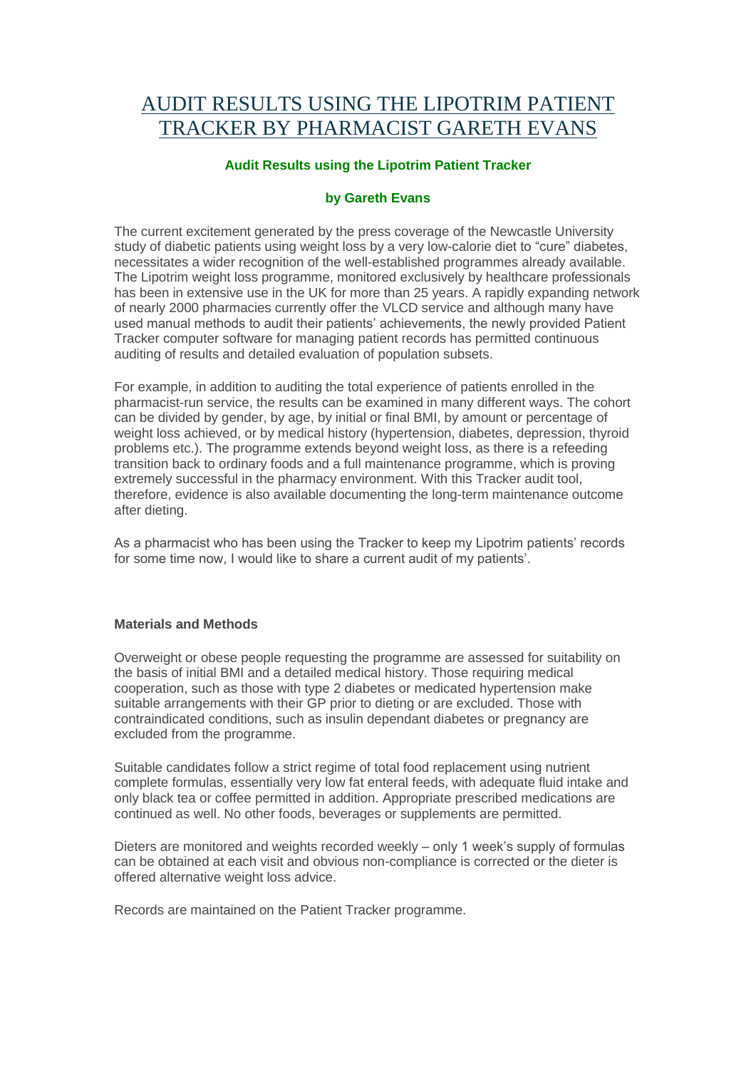# AUDIT RESULTS USING THE LIPOTRIM PATIENT TRACKER BY PHARMACIST GARETH EVANS

**Audit Results using the Lipotrim Patient Tracker**

**by Gareth Evans**

The current excitement generated by the press coverage of the Newcastle University study of diabetic patients using weight loss by a very low-calorie diet to "cure" diabetes, necessitates a wider recognition of the well-established programmes already available. The Lipotrim weight loss programme, monitored exclusively by healthcare professionals has been in extensive use in the UK for more than 25 years. A rapidly expanding network of nearly 2000 pharmacies currently offer the VLCD service and although many have used manual methods to audit their patients' achievements, the newly provided Patient Tracker computer software for managing patient records has permitted continuous auditing of results and detailed evaluation of population subsets.

For example, in addition to auditing the total experience of patients enrolled in the pharmacist-run service, the results can be examined in many different ways. The cohort can be divided by gender, by age, by initial or final BMI, by amount or percentage of weight loss achieved, or by medical history (hypertension, diabetes, depression, thyroid problems etc.). The programme extends beyond weight loss, as there is a refeeding transition back to ordinary foods and a full maintenance programme, which is proving extremely successful in the pharmacy environment. With this Tracker audit tool, therefore, evidence is also available documenting the long-term maintenance outcome after dieting.

As a pharmacist who has been using the Tracker to keep my Lipotrim patients' records for some time now, I would like to share a current audit of my patients'.

### Materials and Methods

Overweight or obese people requesting the programme are assessed for suitability on the basis of initial BMI and a detailed medical history. Those requiring medical cooperation, such as those with type 2 diabetes or medicated hypertension make suitable arrangements with their GP prior to dieting or are excluded. Those with contraindicated conditions, such as insulin dependant diabetes or pregnancy are excluded from the programme.

Suitable candidates follow a strict regime of total food replacement using nutrient complete formulas, essentially very low fat enteral feeds, with adequate fluid intake and only black tea or coffee permitted in addition. Appropriate prescribed medications are continued as well. No other foods, beverages or supplements are permitted.

Dieters are monitored and weights recorded weekly – only 1 week's supply of formulas can be obtained at each visit and obvious non-compliance is corrected or the dieter is offered alternative weight loss advice.

Records are maintained on the Patient Tracker programme.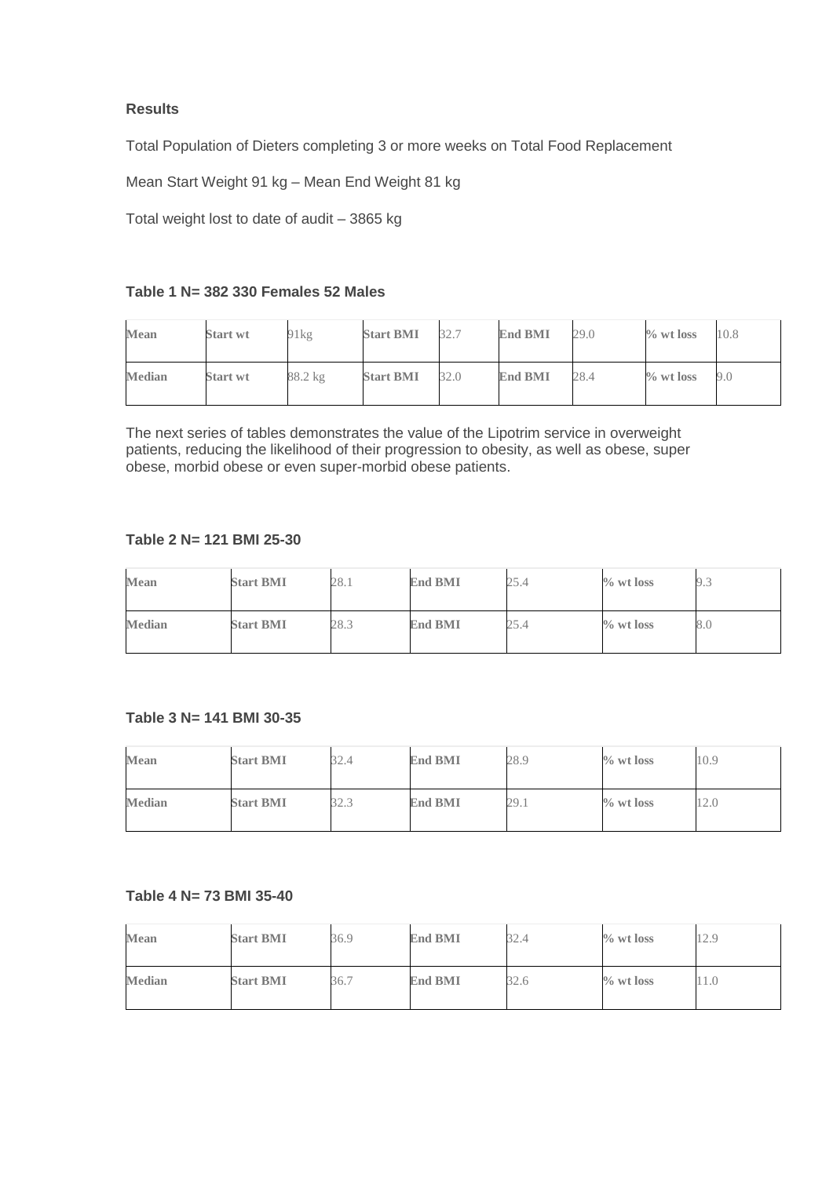**Results**

Total Population of Dieters completing 3 or more weeks on Total Food Replacement

Mean Start Weight 91 kg – Mean End Weight 81 kg

Total weight lost to date of audit – 3865 kg

**Table 1 N= 382 330 Females 52 Males**

| Mean | Start wt | 91kg | Start BMI | 32.7 | End BMI | 29.0 | % wt loss | 10.8 |
|---|---|---|---|---|---|---|---|---|
| Median | Start wt | 88.2 kg | Start BMI | 32.0 | End BMI | 28.4 | % wt loss | 9.0 |

The next series of tables demonstrates the value of the Lipotrim service in overweight patients, reducing the likelihood of their progression to obesity, as well as obese, super obese, morbid obese or even super-morbid obese patients.

**Table 2 N= 121 BMI 25-30**

| Mean | Start BMI | 28.1 | End BMI | 25.4 | % wt loss | 9.3 |
|---|---|---|---|---|---|---|
| Median | Start BMI | 28.3 | End BMI | 25.4 | % wt loss | 8.0 |

**Table 3 N= 141 BMI 30-35**

| Mean | Start BMI | 32.4 | End BMI | 28.9 | % wt loss | 10.9 |
|---|---|---|---|---|---|---|
| Median | Start BMI | 32.3 | End BMI | 29.1 | % wt loss | 12.0 |

**Table 4 N= 73 BMI 35-40**

| Mean | Start BMI | 36.9 | End BMI | 32.4 | % wt loss | 12.9 |
|---|---|---|---|---|---|---|
| Median | Start BMI | 36.7 | End BMI | 32.6 | % wt loss | 11.0 |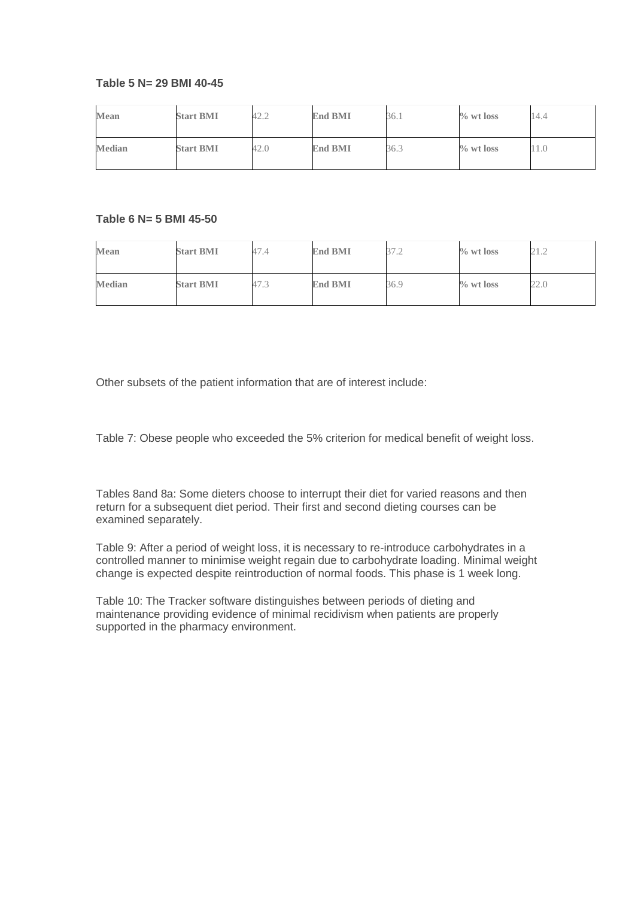**Table 5 N= 29 BMI 40-45**

| Mean | Start BMI | 42.2 | End BMI | 36.1 | % wt loss | 14.4 |
|---|---|---|---|---|---|---|
| Median | Start BMI | 42.0 | End BMI | 36.3 | % wt loss | 11.0 |

**Table 6 N= 5 BMI 45-50**

| Mean | Start BMI | 47.4 | End BMI | 37.2 | % wt loss | 21.2 |
|---|---|---|---|---|---|---|
| Median | Start BMI | 47.3 | End BMI | 36.9 | % wt loss | 22.0 |

Other subsets of the patient information that are of interest include:

Table 7: Obese people who exceeded the 5% criterion for medical benefit of weight loss.

Tables 8and 8a: Some dieters choose to interrupt their diet for varied reasons and then return for a subsequent diet period. Their first and second dieting courses can be examined separately.

Table 9: After a period of weight loss, it is necessary to re-introduce carbohydrates in a controlled manner to minimise weight regain due to carbohydrate loading. Minimal weight change is expected despite reintroduction of normal foods. This phase is 1 week long.

Table 10: The Tracker software distinguishes between periods of dieting and maintenance providing evidence of minimal recidivism when patients are properly supported in the pharmacy environment.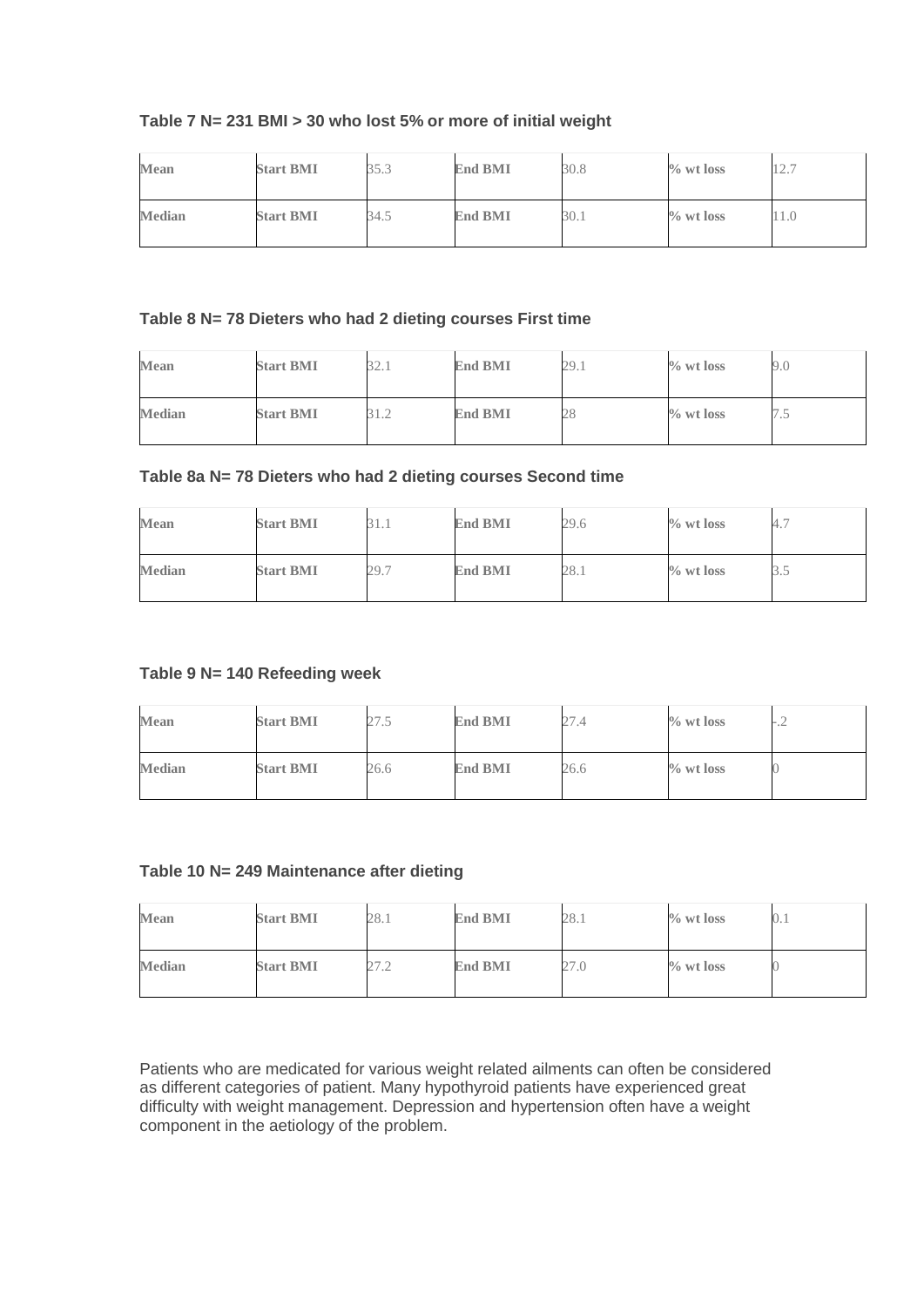**Table 7 N= 231 BMI > 30 who lost 5% or more of initial weight**

| Mean | Start BMI | 35.3 | End BMI | 30.8 | % wt loss | 12.7 |
|---|---|---|---|---|---|---|
| Median | Start BMI | 34.5 | End BMI | 30.1 | % wt loss | 11.0 |

**Table 8 N= 78 Dieters who had 2 dieting courses First time**

| Mean | Start BMI | 32.1 | End BMI | 29.1 | % wt loss | 9.0 |
|---|---|---|---|---|---|---|
| Median | Start BMI | 31.2 | End BMI | 28 | % wt loss | 7.5 |

**Table 8a N= 78 Dieters who had 2 dieting courses Second time**

| Mean | Start BMI | 31.1 | End BMI | 29.6 | % wt loss | 4.7 |
|---|---|---|---|---|---|---|
| Median | Start BMI | 29.7 | End BMI | 28.1 | % wt loss | 3.5 |

**Table 9 N= 140 Refeeding week**

| Mean | Start BMI | 27.5 | End BMI | 27.4 | % wt loss | -.2 |
|---|---|---|---|---|---|---|
| Median | Start BMI | 26.6 | End BMI | 26.6 | % wt loss | 0 |

**Table 10 N= 249 Maintenance after dieting**

| Mean | Start BMI | 28.1 | End BMI | 28.1 | % wt loss | 0.1 |
|---|---|---|---|---|---|---|
| Median | Start BMI | 27.2 | End BMI | 27.0 | % wt loss | 0 |

Patients who are medicated for various weight related ailments can often be considered as different categories of patient. Many hypothyroid patients have experienced great difficulty with weight management. Depression and hypertension often have a weight component in the aetiology of the problem.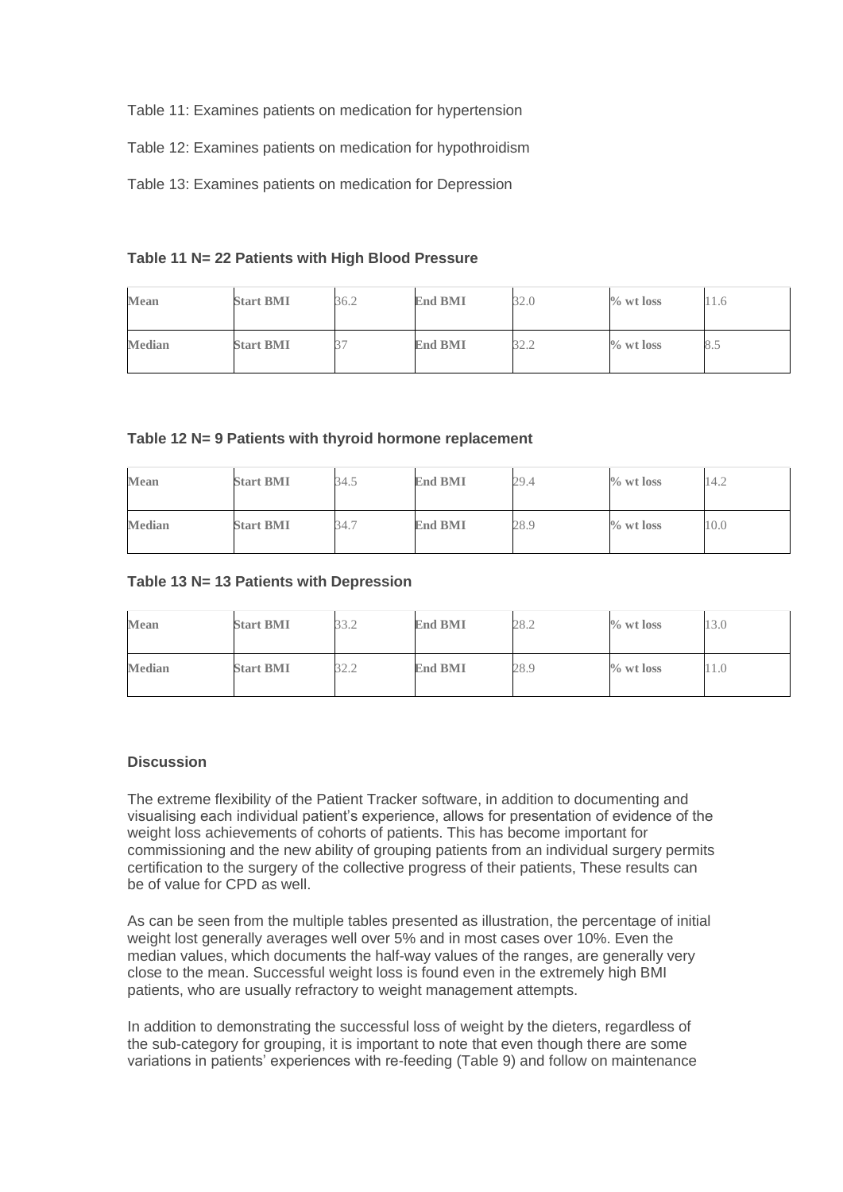Table 11: Examines patients on medication for hypertension

Table 12: Examines patients on medication for hypothroidism

Table 13: Examines patients on medication for Depression

**Table 11 N= 22 Patients with High Blood Pressure**

| Mean | Start BMI | 36.2 | End BMI | 32.0 | % wt loss | 11.6 |
|---|---|---|---|---|---|---|
| Median | Start BMI | 37 | End BMI | 32.2 | % wt loss | 8.5 |

**Table 12 N= 9 Patients with thyroid hormone replacement**

| Mean | Start BMI | 34.5 | End BMI | 29.4 | % wt loss | 14.2 |
|---|---|---|---|---|---|---|
| Median | Start BMI | 34.7 | End BMI | 28.9 | % wt loss | 10.0 |

**Table 13 N= 13 Patients with Depression**

| Mean | Start BMI | 33.2 | End BMI | 28.2 | % wt loss | 13.0 |
|---|---|---|---|---|---|---|
| Median | Start BMI | 32.2 | End BMI | 28.9 | % wt loss | 11.0 |

**Discussion**

The extreme flexibility of the Patient Tracker software, in addition to documenting and visualising each individual patient's experience, allows for presentation of evidence of the weight loss achievements of cohorts of patients. This has become important for commissioning and the new ability of grouping patients from an individual surgery permits certification to the surgery of the collective progress of their patients, These results can be of value for CPD as well.

As can be seen from the multiple tables presented as illustration, the percentage of initial weight lost generally averages well over 5% and in most cases over 10%. Even the median values, which documents the half-way values of the ranges, are generally very close to the mean. Successful weight loss is found even in the extremely high BMI patients, who are usually refractory to weight management attempts.

In addition to demonstrating the successful loss of weight by the dieters, regardless of the sub-category for grouping, it is important to note that even though there are some variations in patients' experiences with re-feeding (Table 9) and follow on maintenance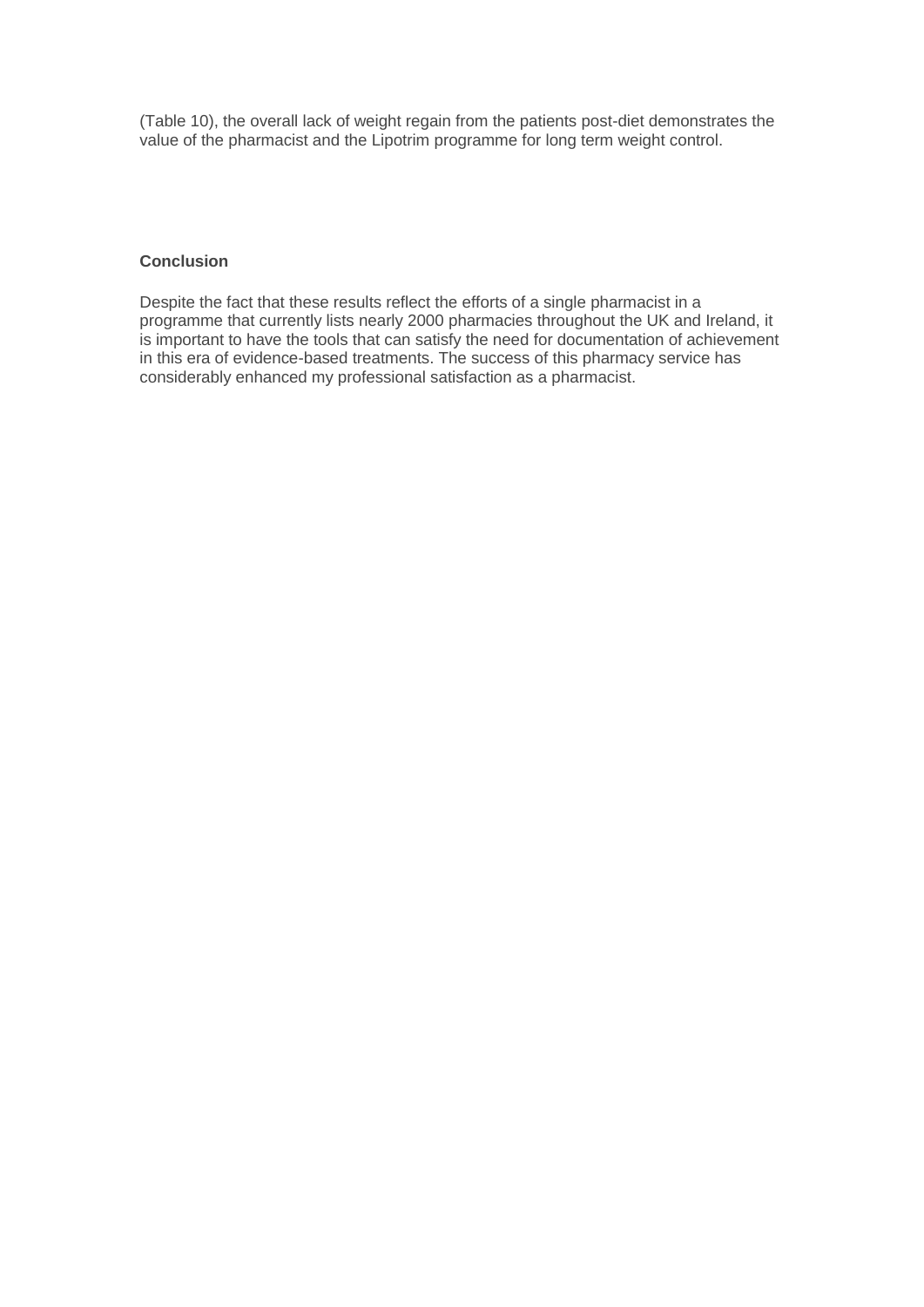(Table 10), the overall lack of weight regain from the patients post-diet demonstrates the value of the pharmacist and the Lipotrim programme for long term weight control.

## Conclusion

Despite the fact that these results reflect the efforts of a single pharmacist in a programme that currently lists nearly 2000 pharmacies throughout the UK and Ireland, it is important to have the tools that can satisfy the need for documentation of achievement in this era of evidence-based treatments. The success of this pharmacy service has considerably enhanced my professional satisfaction as a pharmacist.